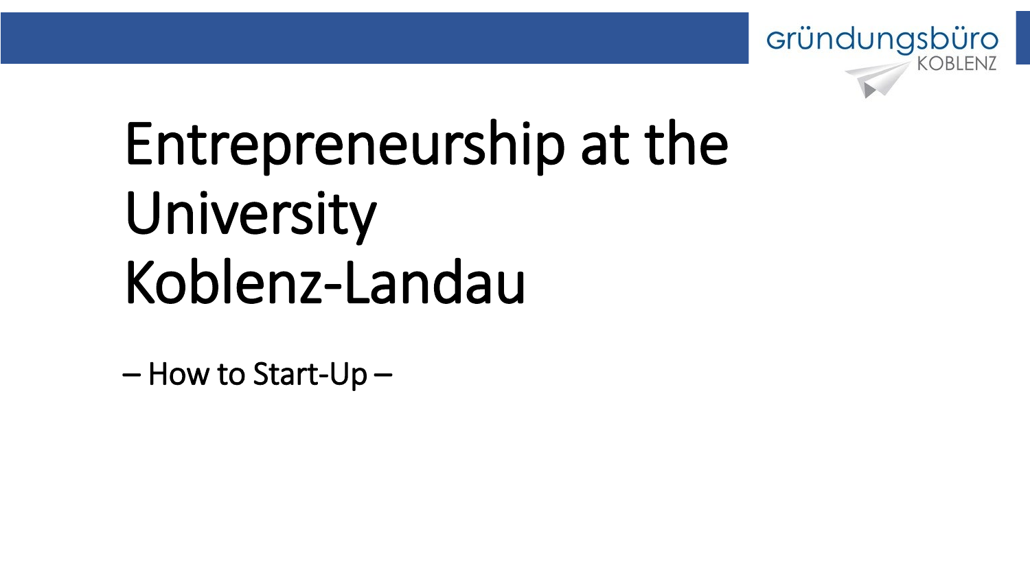gründungsbüro KOBLENZ

# Entrepreneurship at the University Koblenz-Landau

– How to Start-Up –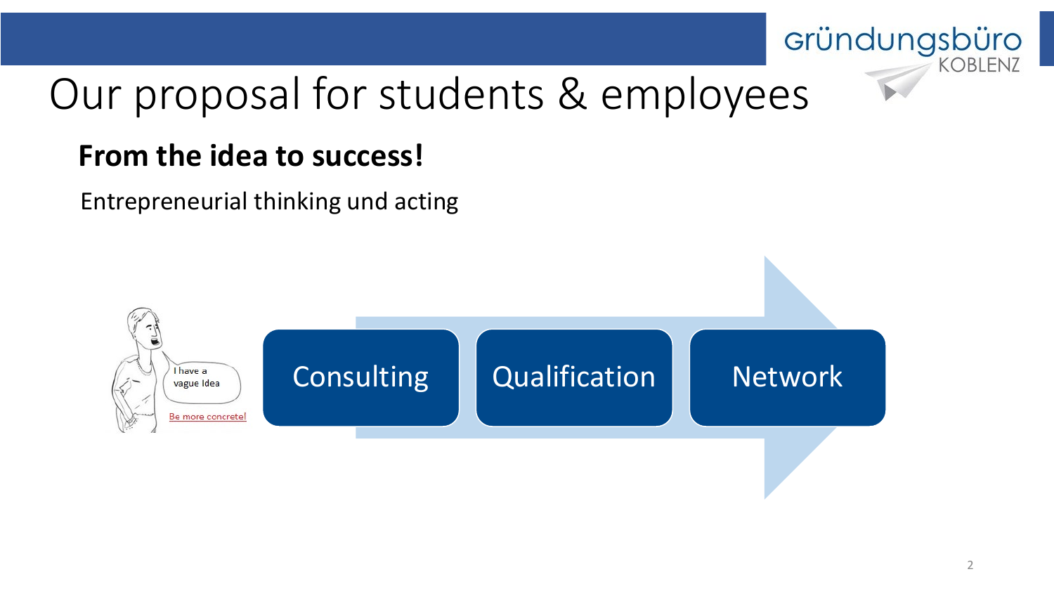# Our proposal for students & employees

**From the idea to success!**

Entrepreneurial thinking und acting

I have a vague Idea

Be more concrete!

Consulting

Qualification

Network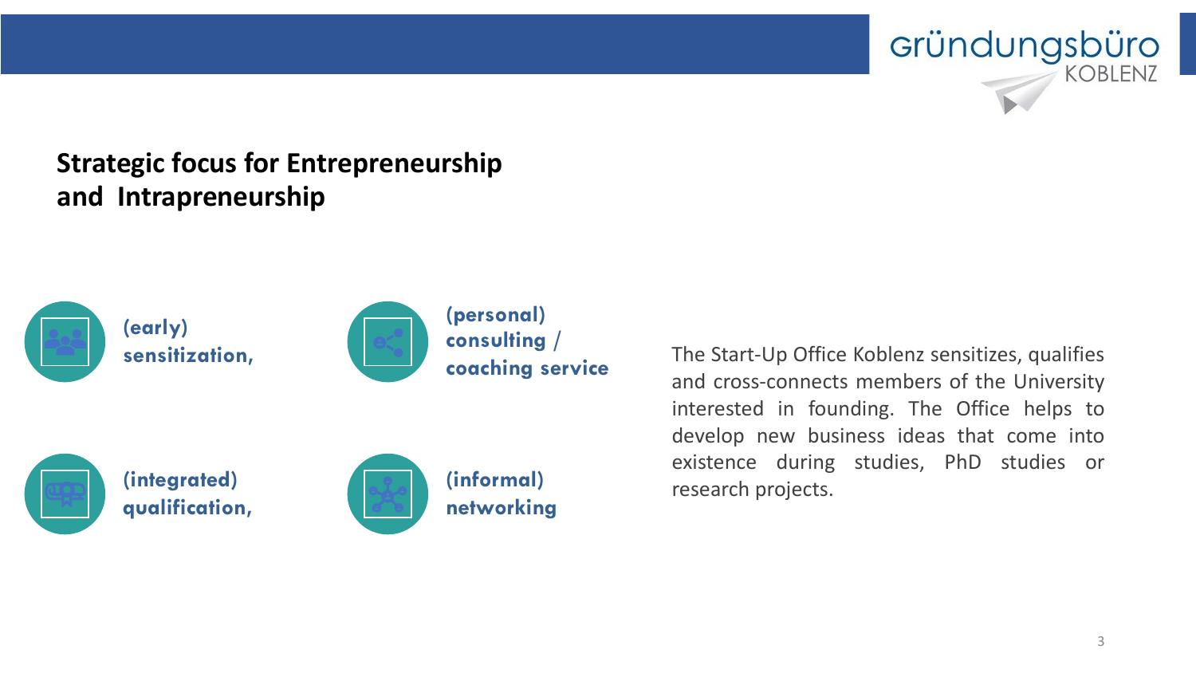## Strategic focus for Entrepreneurship and Intrapreneurship

- **(early) sensitization,**
- **(personal) consulting / coaching service**
- **(integrated) qualification,**
- **(informal) networking**

The Start-Up Office Koblenz sensitizes, qualifies and cross-connects members of the University interested in founding. The Office helps to develop new business ideas that come into existence during studies, PhD studies or research projects.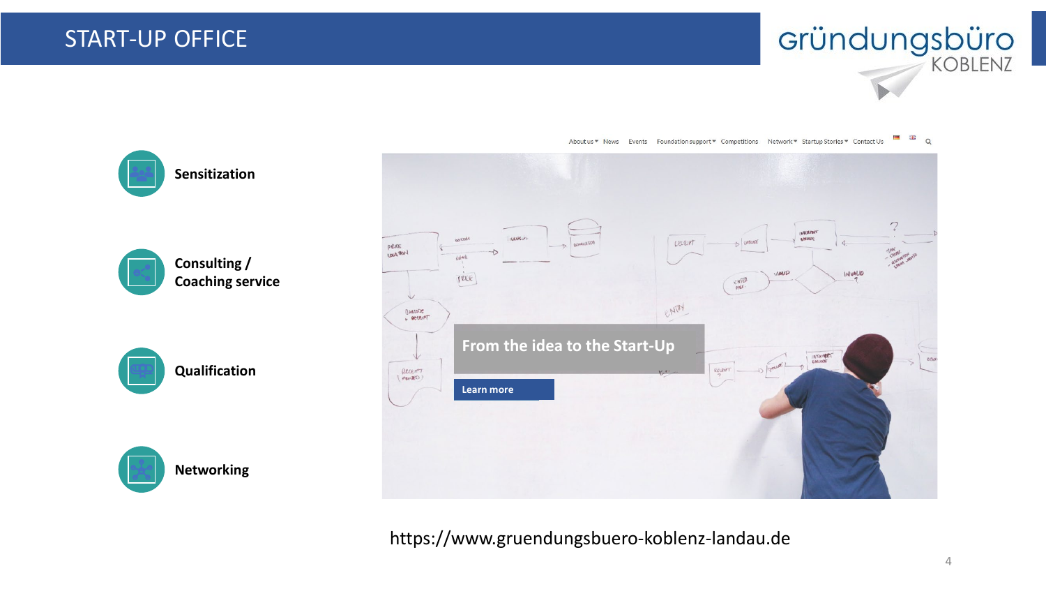# START-UP OFFICE

gründungsbüro KOBLENZ

- **Sensitization**
- **Consulting / Coaching service**
- **Qualification**
- **Networking**

About us | News | Events | Foundation support | Competitions | Network | Startup Stories | Contact Us

From the idea to the Start-Up

Learn more

https://www.gruendungsbuero-koblenz-landau.de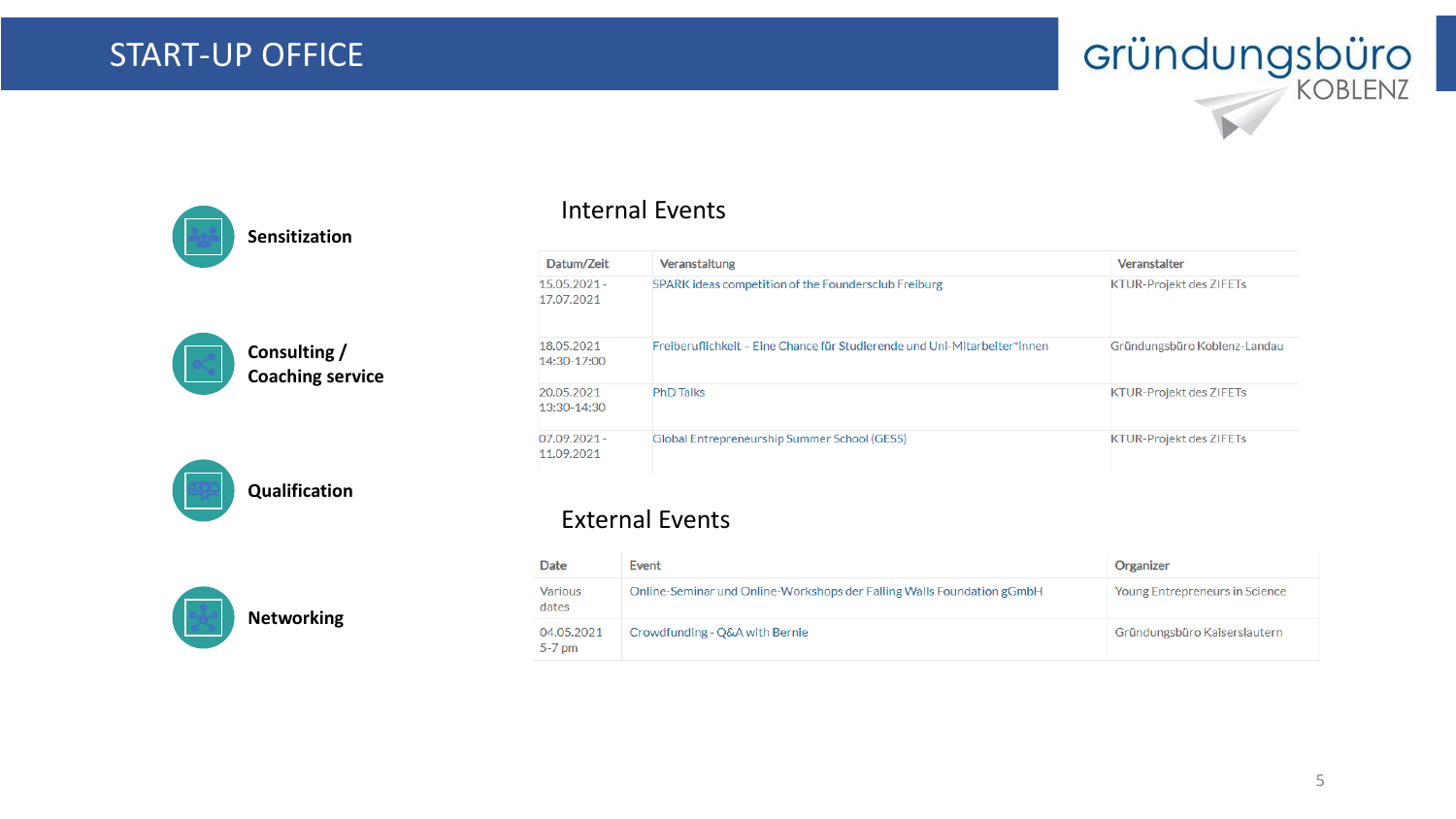# START-UP OFFICE

Gründungsbüro KOBLENZ

- **Sensitization**
- **Consulting / Coaching service**
- **Qualification**
- **Networking**

## Internal Events

| Datum/Zeit | Veranstaltung | Veranstalter |
|---|---|---|
| 15.05.2021 - 17.07.2021 | SPARK ideas competition of the Foundersclub Freiburg | KTUR-Projekt des ZIFETs |
| 18.05.2021 14:30-17:00 | Freiberuflichkeit – Eine Chance für Studierende und Uni-Mitarbeiter*innen | Gründungsbüro Koblenz-Landau |
| 20.05.2021 13:30-14:30 | PhD Talks | KTUR-Projekt des ZIFETs |
| 07.09.2021 - 11.09.2021 | Global Entrepreneurship Summer School (GESS) | KTUR-Projekt des ZIFETs |

## External Events

| Date | Event | Organizer |
|---|---|---|
| Various dates | Online-Seminar und Online-Workshops der Falling Walls Foundation gGmbH | Young Entrepreneurs in Science |
| 04.05.2021 5-7 pm | Crowdfunding - Q&A with Bernie | Gründungsbüro Kaiserslautern |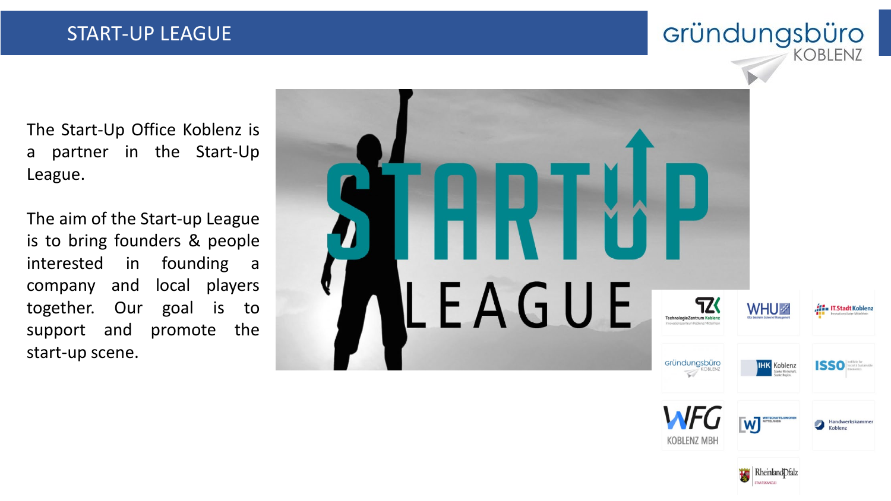# START-UP LEAGUE

The Start-Up Office Koblenz is a partner in the Start-Up League.

The aim of the Start-up League is to bring founders & people interested in founding a company and local players together. Our goal is to support and promote the start-up scene.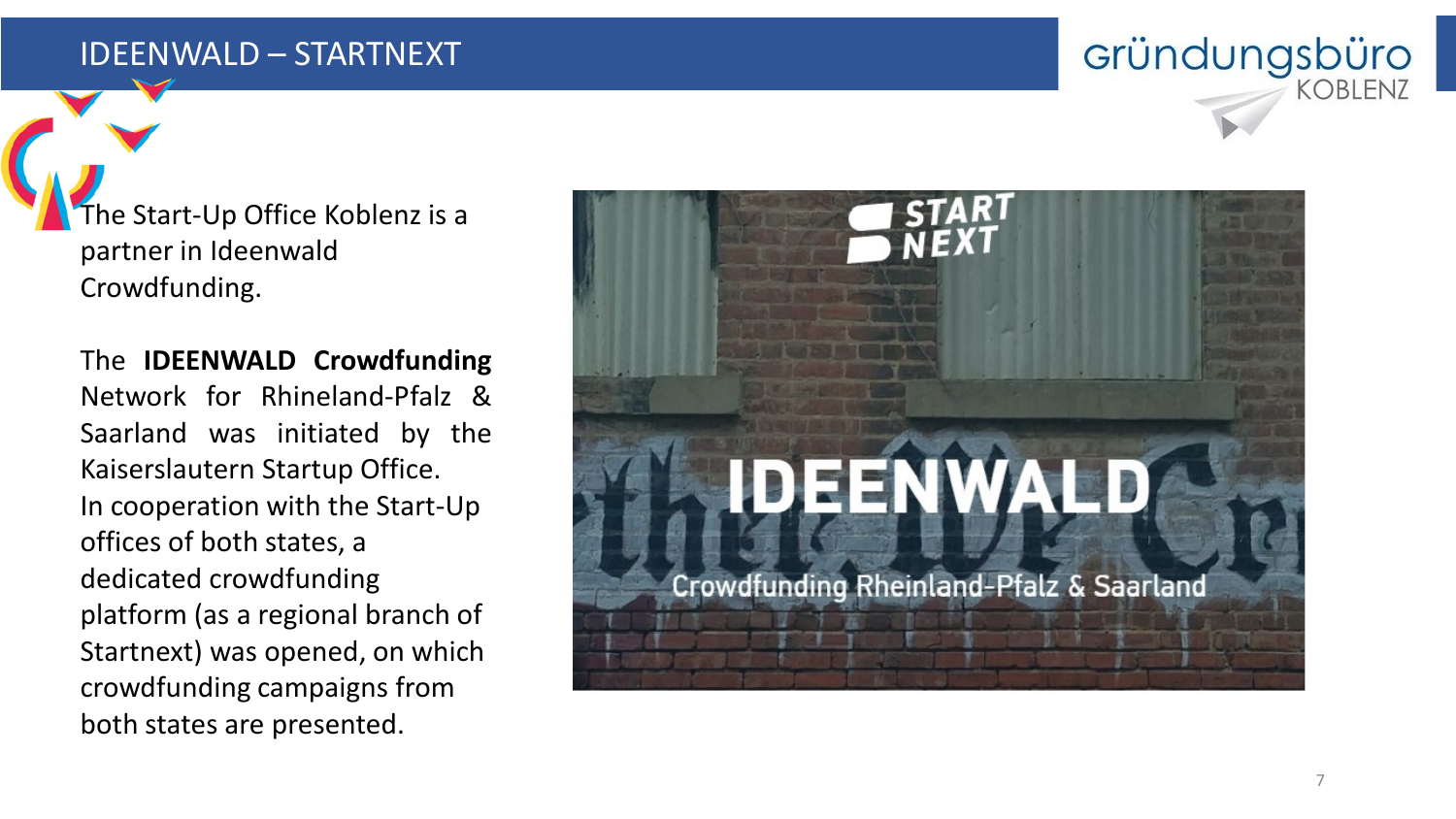# IDEENWALD – STARTNEXT

The Start-Up Office Koblenz is a partner in Ideenwald Crowdfunding.

The **IDEENWALD Crowdfunding** Network for Rhineland-Pfalz & Saarland was initiated by the Kaiserslautern Startup Office. In cooperation with the Start-Up offices of both states, a dedicated crowdfunding platform (as a regional branch of Startnext) was opened, on which crowdfunding campaigns from both states are presented.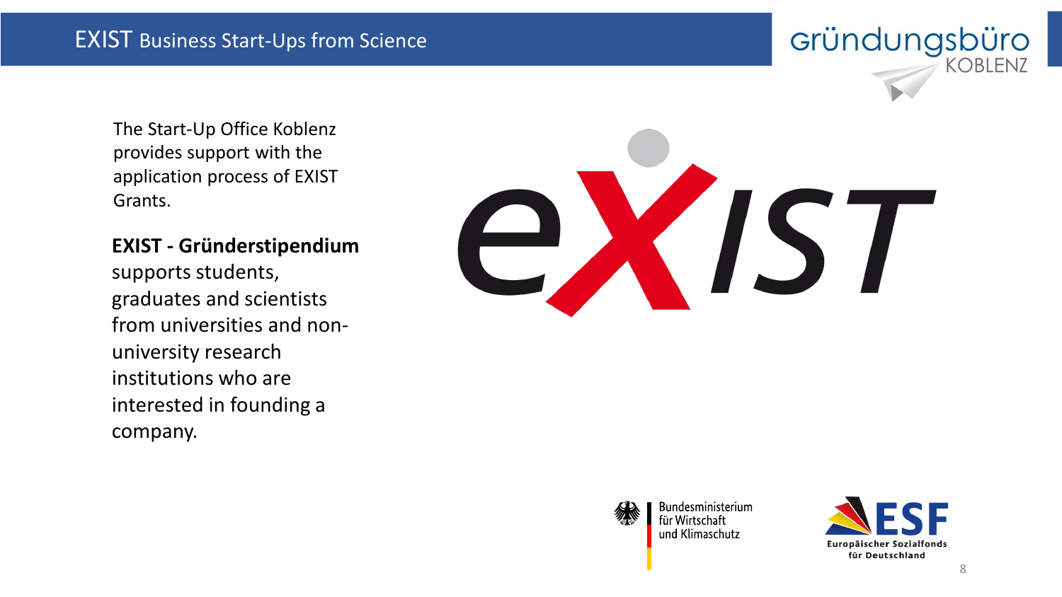# EXIST Business Start-Ups from Science

The Start-Up Office Koblenz provides support with the application process of EXIST Grants.

**EXIST - Gründerstipendium** supports students, graduates and scientists from universities and non-university research institutions who are interested in founding a company.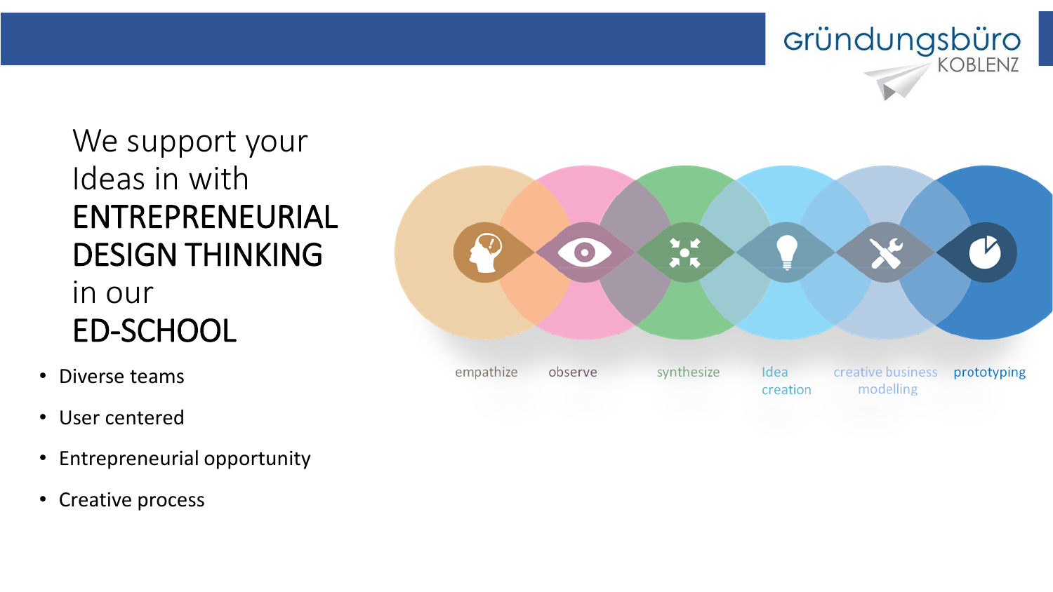Gründungsbüro KOBLENZ

We support your Ideas in with **ENTREPRENEURIAL DESIGN THINKING** in our **ED-SCHOOL**

- Diverse teams
- User centered
- Entrepreneurial opportunity
- Creative process

empathize — observe — synthesize — Idea creation — creative business modelling — prototyping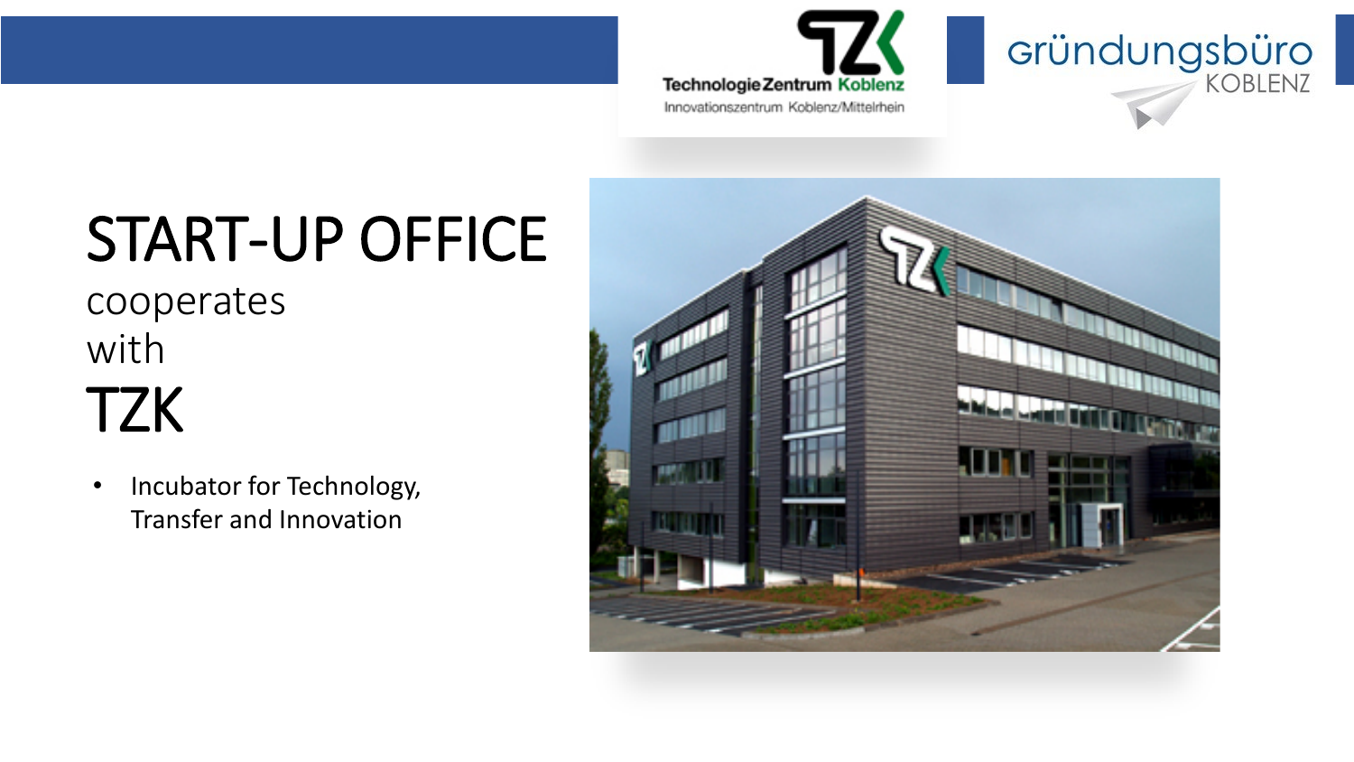# START-UP OFFICE

cooperates with

# TZK

- Incubator for Technology, Transfer and Innovation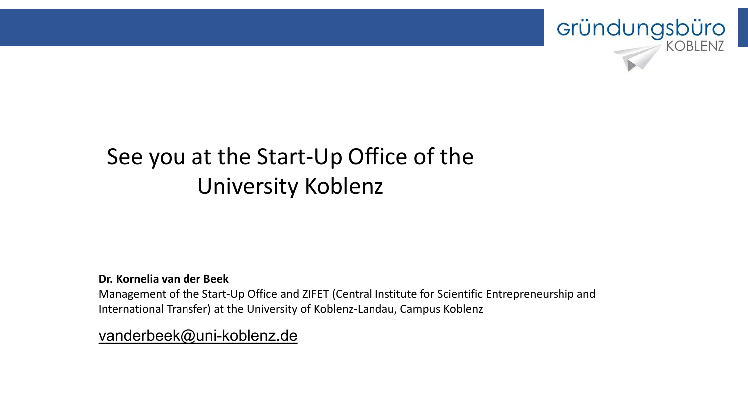# See you at the Start-Up Office of the University Koblenz

**Dr. Kornelia van der Beek**
Management of the Start-Up Office and ZIFET (Central Institute for Scientific Entrepreneurship and International Transfer) at the University of Koblenz-Landau, Campus Koblenz

vanderbeek@uni-koblenz.de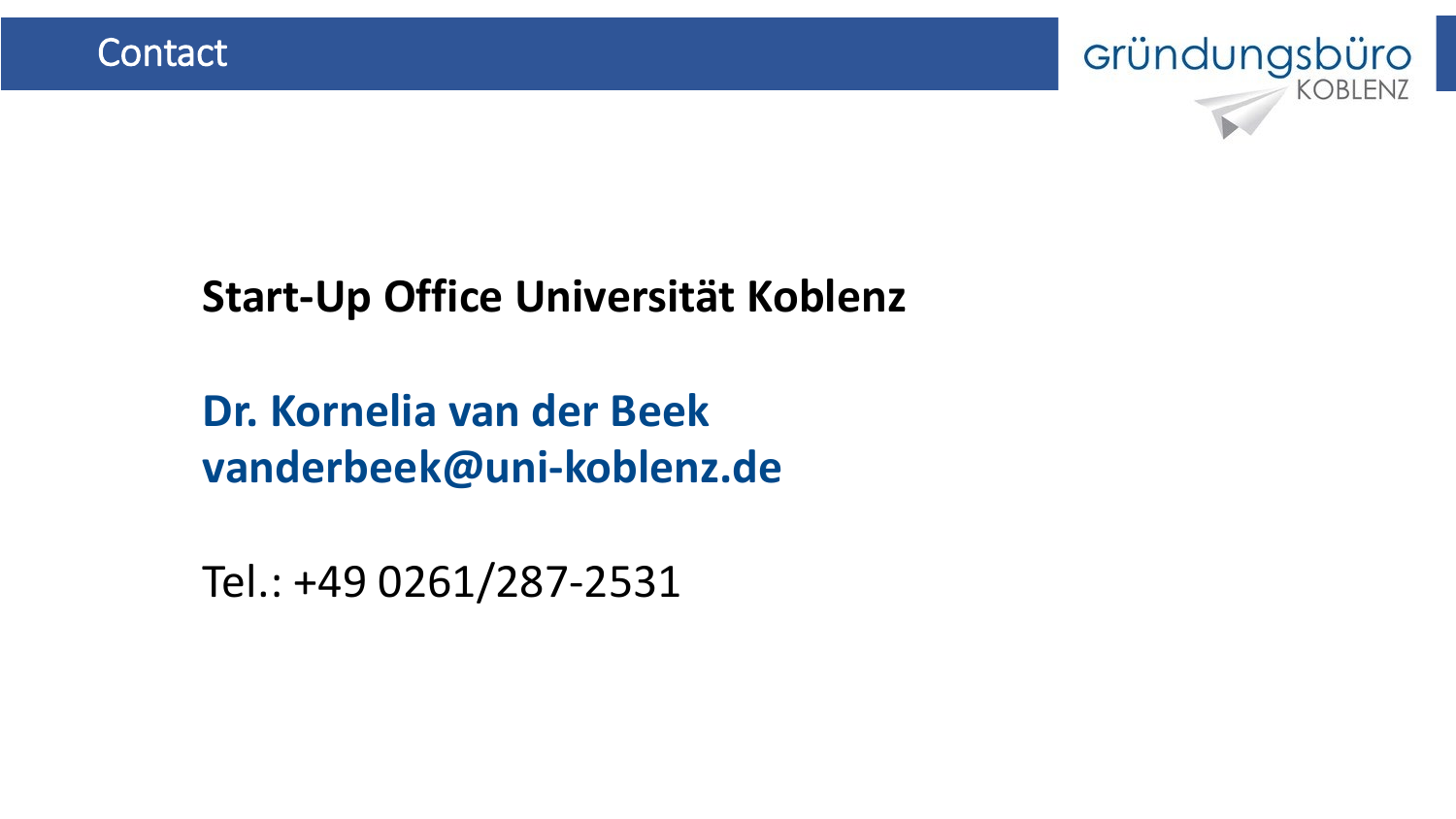# Contact

gründungsbüro KOBLENZ

**Start-Up Office Universität Koblenz**

**Dr. Kornelia van der Beek**
**vanderbeek@uni-koblenz.de**

Tel.: +49 0261/287-2531